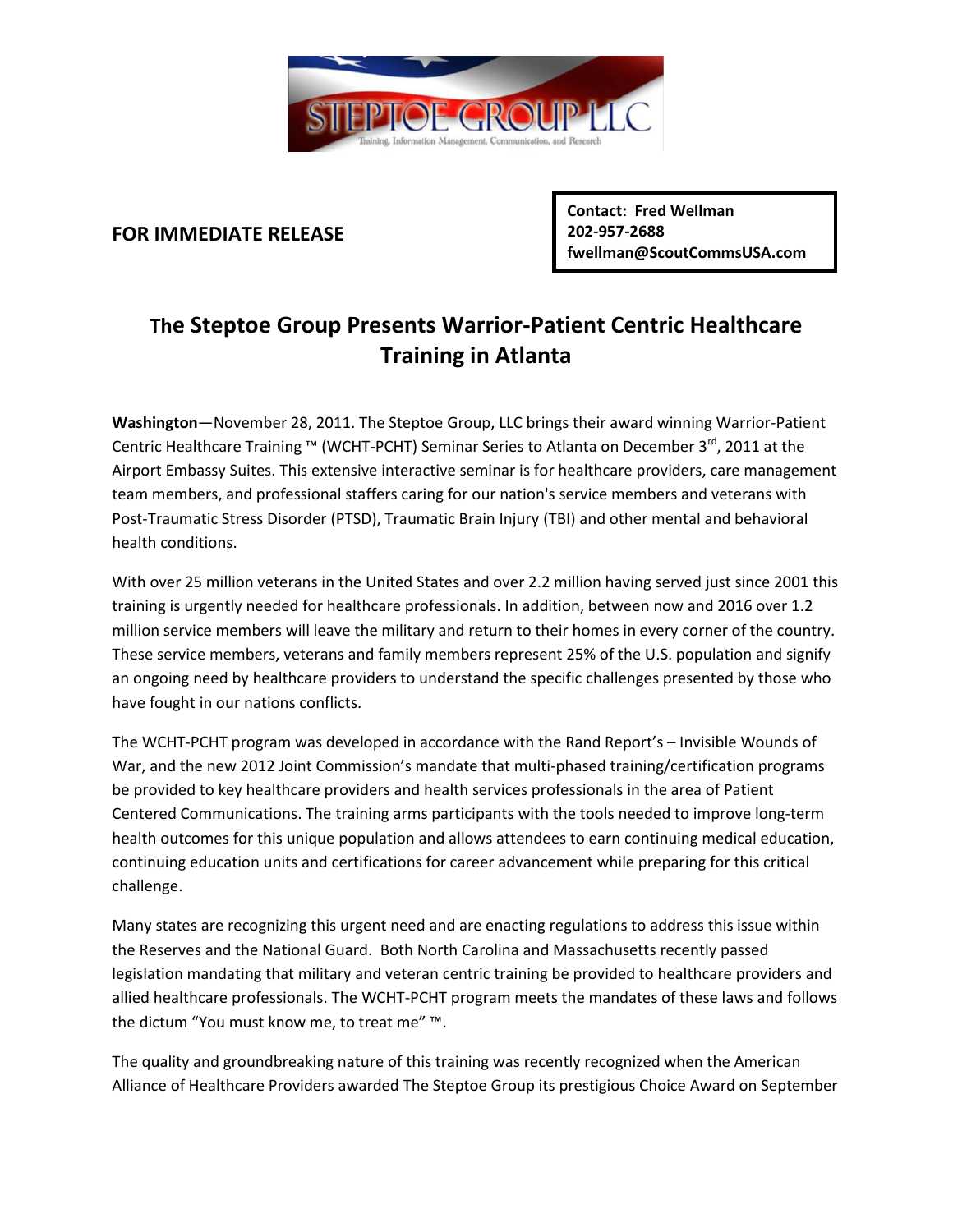STEPTOE GROUP LLC

Training, Information Management, Communication, and Research

**FOR IMMEDIATE RELEASE**

**Contact: Fred Wellman**
**202-957-2688**
**fwellman@ScoutCommsUSA.com**

# The Steptoe Group Presents Warrior-Patient Centric Healthcare Training in Atlanta

**Washington**—November 28, 2011. The Steptoe Group, LLC brings their award winning Warrior-Patient Centric Healthcare Training ™ (WCHT-PCHT) Seminar Series to Atlanta on December 3rd, 2011 at the Airport Embassy Suites. This extensive interactive seminar is for healthcare providers, care management team members, and professional staffers caring for our nation's service members and veterans with Post-Traumatic Stress Disorder (PTSD), Traumatic Brain Injury (TBI) and other mental and behavioral health conditions.

With over 25 million veterans in the United States and over 2.2 million having served just since 2001 this training is urgently needed for healthcare professionals. In addition, between now and 2016 over 1.2 million service members will leave the military and return to their homes in every corner of the country. These service members, veterans and family members represent 25% of the U.S. population and signify an ongoing need by healthcare providers to understand the specific challenges presented by those who have fought in our nations conflicts.

The WCHT-PCHT program was developed in accordance with the Rand Report's – Invisible Wounds of War, and the new 2012 Joint Commission's mandate that multi-phased training/certification programs be provided to key healthcare providers and health services professionals in the area of Patient Centered Communications. The training arms participants with the tools needed to improve long-term health outcomes for this unique population and allows attendees to earn continuing medical education, continuing education units and certifications for career advancement while preparing for this critical challenge.

Many states are recognizing this urgent need and are enacting regulations to address this issue within the Reserves and the National Guard. Both North Carolina and Massachusetts recently passed legislation mandating that military and veteran centric training be provided to healthcare providers and allied healthcare professionals. The WCHT-PCHT program meets the mandates of these laws and follows the dictum "You must know me, to treat me" ™.

The quality and groundbreaking nature of this training was recently recognized when the American Alliance of Healthcare Providers awarded The Steptoe Group its prestigious Choice Award on September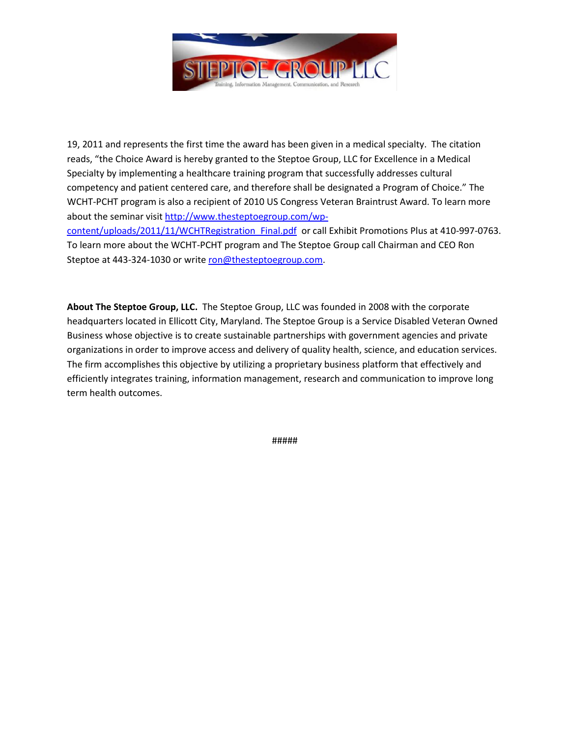19, 2011 and represents the first time the award has been given in a medical specialty. The citation reads, "the Choice Award is hereby granted to the Steptoe Group, LLC for Excellence in a Medical Specialty by implementing a healthcare training program that successfully addresses cultural competency and patient centered care, and therefore shall be designated a Program of Choice." The WCHT-PCHT program is also a recipient of 2010 US Congress Veteran Braintrust Award. To learn more about the seminar visit http://www.thesteptoegroup.com/wp-content/uploads/2011/11/WCHTRegistration_Final.pdf or call Exhibit Promotions Plus at 410-997-0763. To learn more about the WCHT-PCHT program and The Steptoe Group call Chairman and CEO Ron Steptoe at 443-324-1030 or write ron@thesteptoegroup.com.

**About The Steptoe Group, LLC.** The Steptoe Group, LLC was founded in 2008 with the corporate headquarters located in Ellicott City, Maryland. The Steptoe Group is a Service Disabled Veteran Owned Business whose objective is to create sustainable partnerships with government agencies and private organizations in order to improve access and delivery of quality health, science, and education services. The firm accomplishes this objective by utilizing a proprietary business platform that effectively and efficiently integrates training, information management, research and communication to improve long term health outcomes.

#####